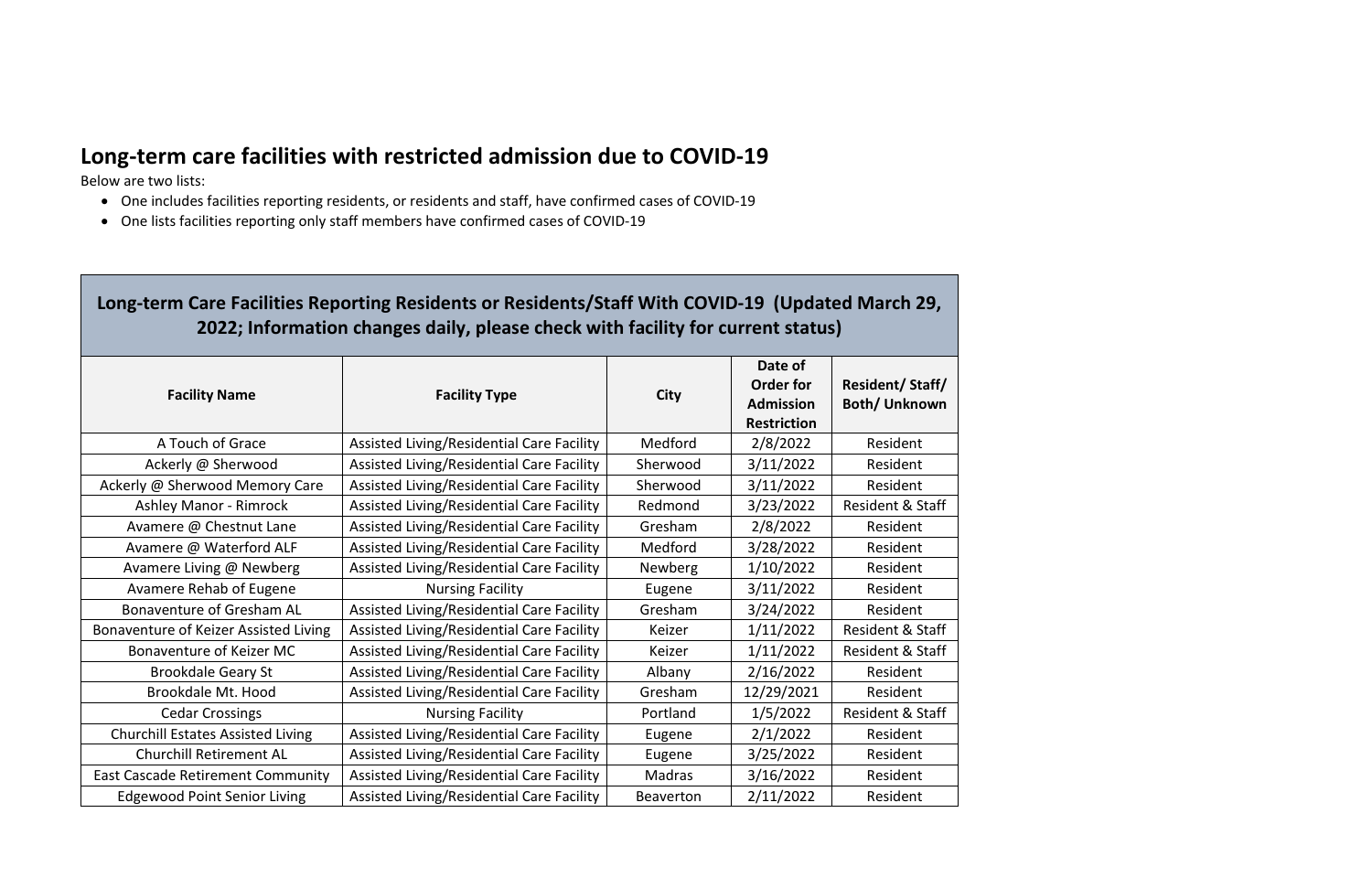## Long-term care facilities with restricted admission due to COVID-19

Below are two lists:

- One includes facilities reporting residents, or residents and staff, have confirmed cases of COVID-19
- One lists facilities reporting only staff members have confirmed cases of COVID-19

**Long-term Care Facilities Reporting Residents or Residents/Staff With COVID-19 (Updated March 29, 2022; Information changes daily, please check with facility for current status)**

| Facility Name | Facility Type | City | Date of Order for Admission Restriction | Resident/ Staff/ Both/ Unknown |
|---|---|---|---|---|
| A Touch of Grace | Assisted Living/Residential Care Facility | Medford | 2/8/2022 | Resident |
| Ackerly @ Sherwood | Assisted Living/Residential Care Facility | Sherwood | 3/11/2022 | Resident |
| Ackerly @ Sherwood Memory Care | Assisted Living/Residential Care Facility | Sherwood | 3/11/2022 | Resident |
| Ashley Manor - Rimrock | Assisted Living/Residential Care Facility | Redmond | 3/23/2022 | Resident & Staff |
| Avamere @ Chestnut Lane | Assisted Living/Residential Care Facility | Gresham | 2/8/2022 | Resident |
| Avamere @ Waterford ALF | Assisted Living/Residential Care Facility | Medford | 3/28/2022 | Resident |
| Avamere Living @ Newberg | Assisted Living/Residential Care Facility | Newberg | 1/10/2022 | Resident |
| Avamere Rehab of Eugene | Nursing Facility | Eugene | 3/11/2022 | Resident |
| Bonaventure of Gresham AL | Assisted Living/Residential Care Facility | Gresham | 3/24/2022 | Resident |
| Bonaventure of Keizer Assisted Living | Assisted Living/Residential Care Facility | Keizer | 1/11/2022 | Resident & Staff |
| Bonaventure of Keizer MC | Assisted Living/Residential Care Facility | Keizer | 1/11/2022 | Resident & Staff |
| Brookdale Geary St | Assisted Living/Residential Care Facility | Albany | 2/16/2022 | Resident |
| Brookdale Mt. Hood | Assisted Living/Residential Care Facility | Gresham | 12/29/2021 | Resident |
| Cedar Crossings | Nursing Facility | Portland | 1/5/2022 | Resident & Staff |
| Churchill Estates Assisted Living | Assisted Living/Residential Care Facility | Eugene | 2/1/2022 | Resident |
| Churchill Retirement AL | Assisted Living/Residential Care Facility | Eugene | 3/25/2022 | Resident |
| East Cascade Retirement Community | Assisted Living/Residential Care Facility | Madras | 3/16/2022 | Resident |
| Edgewood Point Senior Living | Assisted Living/Residential Care Facility | Beaverton | 2/11/2022 | Resident |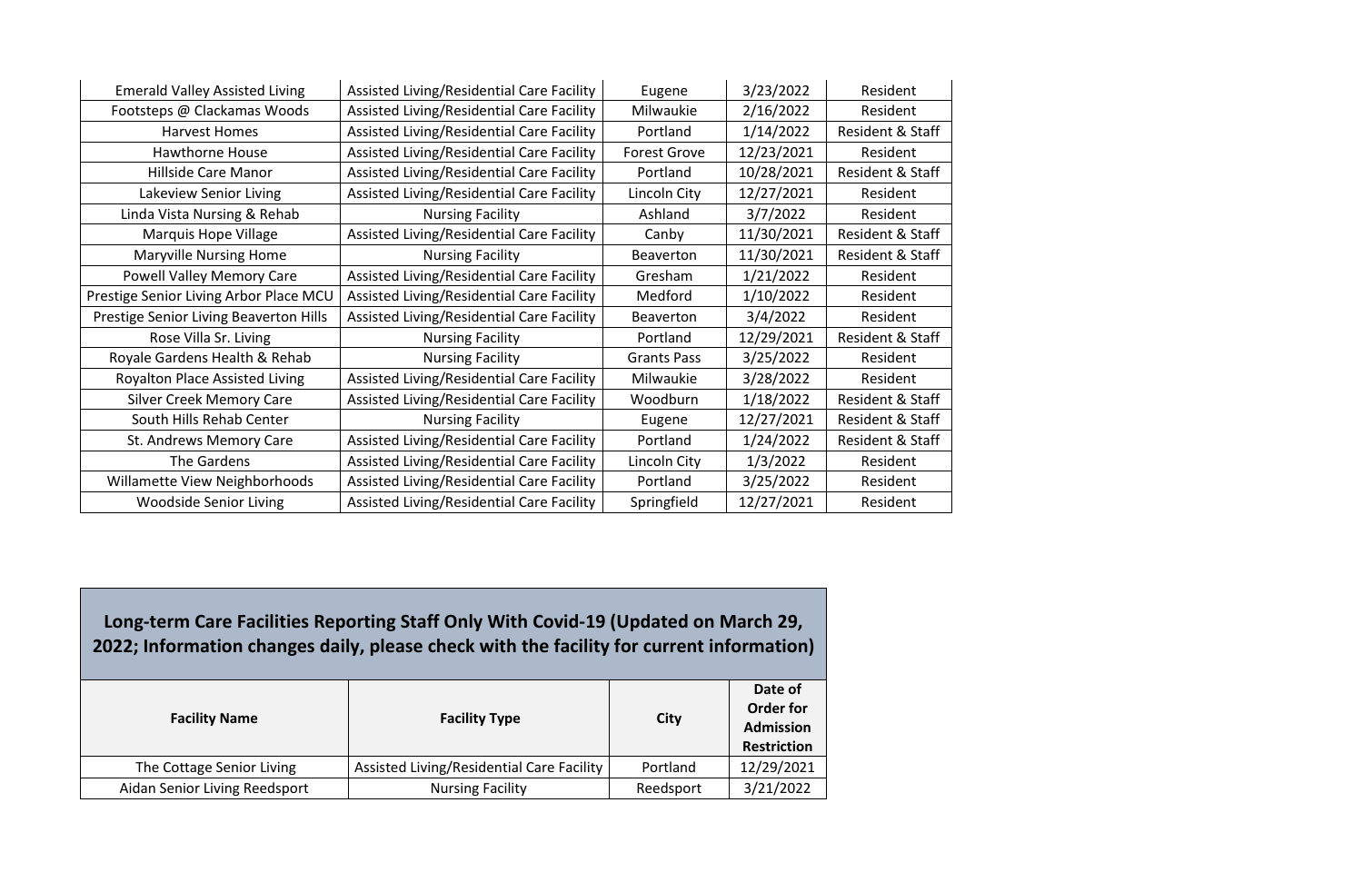| | | | | |
|---|---|---|---|---|
| Emerald Valley Assisted Living | Assisted Living/Residential Care Facility | Eugene | 3/23/2022 | Resident |
| Footsteps @ Clackamas Woods | Assisted Living/Residential Care Facility | Milwaukie | 2/16/2022 | Resident |
| Harvest Homes | Assisted Living/Residential Care Facility | Portland | 1/14/2022 | Resident & Staff |
| Hawthorne House | Assisted Living/Residential Care Facility | Forest Grove | 12/23/2021 | Resident |
| Hillside Care Manor | Assisted Living/Residential Care Facility | Portland | 10/28/2021 | Resident & Staff |
| Lakeview Senior Living | Assisted Living/Residential Care Facility | Lincoln City | 12/27/2021 | Resident |
| Linda Vista Nursing & Rehab | Nursing Facility | Ashland | 3/7/2022 | Resident |
| Marquis Hope Village | Assisted Living/Residential Care Facility | Canby | 11/30/2021 | Resident & Staff |
| Maryville Nursing Home | Nursing Facility | Beaverton | 11/30/2021 | Resident & Staff |
| Powell Valley Memory Care | Assisted Living/Residential Care Facility | Gresham | 1/21/2022 | Resident |
| Prestige Senior Living Arbor Place MCU | Assisted Living/Residential Care Facility | Medford | 1/10/2022 | Resident |
| Prestige Senior Living Beaverton Hills | Assisted Living/Residential Care Facility | Beaverton | 3/4/2022 | Resident |
| Rose Villa Sr. Living | Nursing Facility | Portland | 12/29/2021 | Resident & Staff |
| Royale Gardens Health & Rehab | Nursing Facility | Grants Pass | 3/25/2022 | Resident |
| Royalton Place Assisted Living | Assisted Living/Residential Care Facility | Milwaukie | 3/28/2022 | Resident |
| Silver Creek Memory Care | Assisted Living/Residential Care Facility | Woodburn | 1/18/2022 | Resident & Staff |
| South Hills Rehab Center | Nursing Facility | Eugene | 12/27/2021 | Resident & Staff |
| St. Andrews Memory Care | Assisted Living/Residential Care Facility | Portland | 1/24/2022 | Resident & Staff |
| The Gardens | Assisted Living/Residential Care Facility | Lincoln City | 1/3/2022 | Resident |
| Willamette View Neighborhoods | Assisted Living/Residential Care Facility | Portland | 3/25/2022 | Resident |
| Woodside Senior Living | Assisted Living/Residential Care Facility | Springfield | 12/27/2021 | Resident |

## Long-term Care Facilities Reporting Staff Only With Covid-19 (Updated on March 29, 2022; Information changes daily, please check with the facility for current information)

| Facility Name | Facility Type | City | Date of Order for Admission Restriction |
|---|---|---|---|
| The Cottage Senior Living | Assisted Living/Residential Care Facility | Portland | 12/29/2021 |
| Aidan Senior Living Reedsport | Nursing Facility | Reedsport | 3/21/2022 |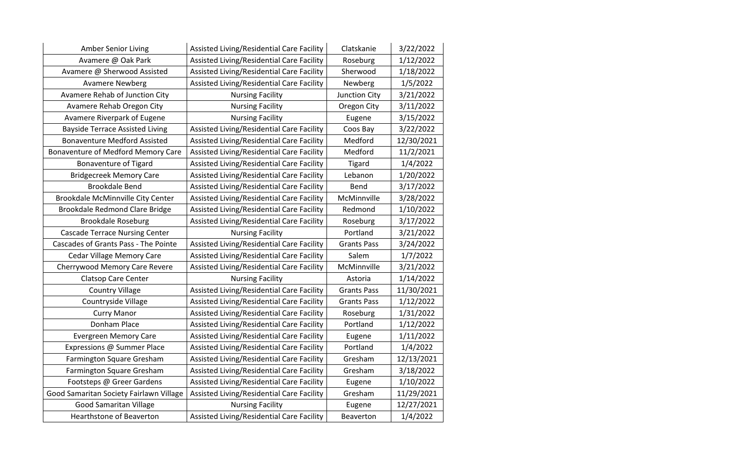| Amber Senior Living | Assisted Living/Residential Care Facility | Clatskanie | 3/22/2022 |
|---|---|---|---|
| Avamere @ Oak Park | Assisted Living/Residential Care Facility | Roseburg | 1/12/2022 |
| Avamere @ Sherwood Assisted | Assisted Living/Residential Care Facility | Sherwood | 1/18/2022 |
| Avamere Newberg | Assisted Living/Residential Care Facility | Newberg | 1/5/2022 |
| Avamere Rehab of Junction City | Nursing Facility | Junction City | 3/21/2022 |
| Avamere Rehab Oregon City | Nursing Facility | Oregon City | 3/11/2022 |
| Avamere Riverpark of Eugene | Nursing Facility | Eugene | 3/15/2022 |
| Bayside Terrace Assisted Living | Assisted Living/Residential Care Facility | Coos Bay | 3/22/2022 |
| Bonaventure Medford Assisted | Assisted Living/Residential Care Facility | Medford | 12/30/2021 |
| Bonaventure of Medford Memory Care | Assisted Living/Residential Care Facility | Medford | 11/2/2021 |
| Bonaventure of Tigard | Assisted Living/Residential Care Facility | Tigard | 1/4/2022 |
| Bridgecreek Memory Care | Assisted Living/Residential Care Facility | Lebanon | 1/20/2022 |
| Brookdale Bend | Assisted Living/Residential Care Facility | Bend | 3/17/2022 |
| Brookdale McMinnville City Center | Assisted Living/Residential Care Facility | McMinnville | 3/28/2022 |
| Brookdale Redmond Clare Bridge | Assisted Living/Residential Care Facility | Redmond | 1/10/2022 |
| Brookdale Roseburg | Assisted Living/Residential Care Facility | Roseburg | 3/17/2022 |
| Cascade Terrace Nursing Center | Nursing Facility | Portland | 3/21/2022 |
| Cascades of Grants Pass - The Pointe | Assisted Living/Residential Care Facility | Grants Pass | 3/24/2022 |
| Cedar Village Memory Care | Assisted Living/Residential Care Facility | Salem | 1/7/2022 |
| Cherrywood Memory Care Revere | Assisted Living/Residential Care Facility | McMinnville | 3/21/2022 |
| Clatsop Care Center | Nursing Facility | Astoria | 1/14/2022 |
| Country Village | Assisted Living/Residential Care Facility | Grants Pass | 11/30/2021 |
| Countryside Village | Assisted Living/Residential Care Facility | Grants Pass | 1/12/2022 |
| Curry Manor | Assisted Living/Residential Care Facility | Roseburg | 1/31/2022 |
| Donham Place | Assisted Living/Residential Care Facility | Portland | 1/12/2022 |
| Evergreen Memory Care | Assisted Living/Residential Care Facility | Eugene | 1/11/2022 |
| Expressions @ Summer Place | Assisted Living/Residential Care Facility | Portland | 1/4/2022 |
| Farmington Square Gresham | Assisted Living/Residential Care Facility | Gresham | 12/13/2021 |
| Farmington Square Gresham | Assisted Living/Residential Care Facility | Gresham | 3/18/2022 |
| Footsteps @ Greer Gardens | Assisted Living/Residential Care Facility | Eugene | 1/10/2022 |
| Good Samaritan Society Fairlawn Village | Assisted Living/Residential Care Facility | Gresham | 11/29/2021 |
| Good Samaritan Village | Nursing Facility | Eugene | 12/27/2021 |
| Hearthstone of Beaverton | Assisted Living/Residential Care Facility | Beaverton | 1/4/2022 |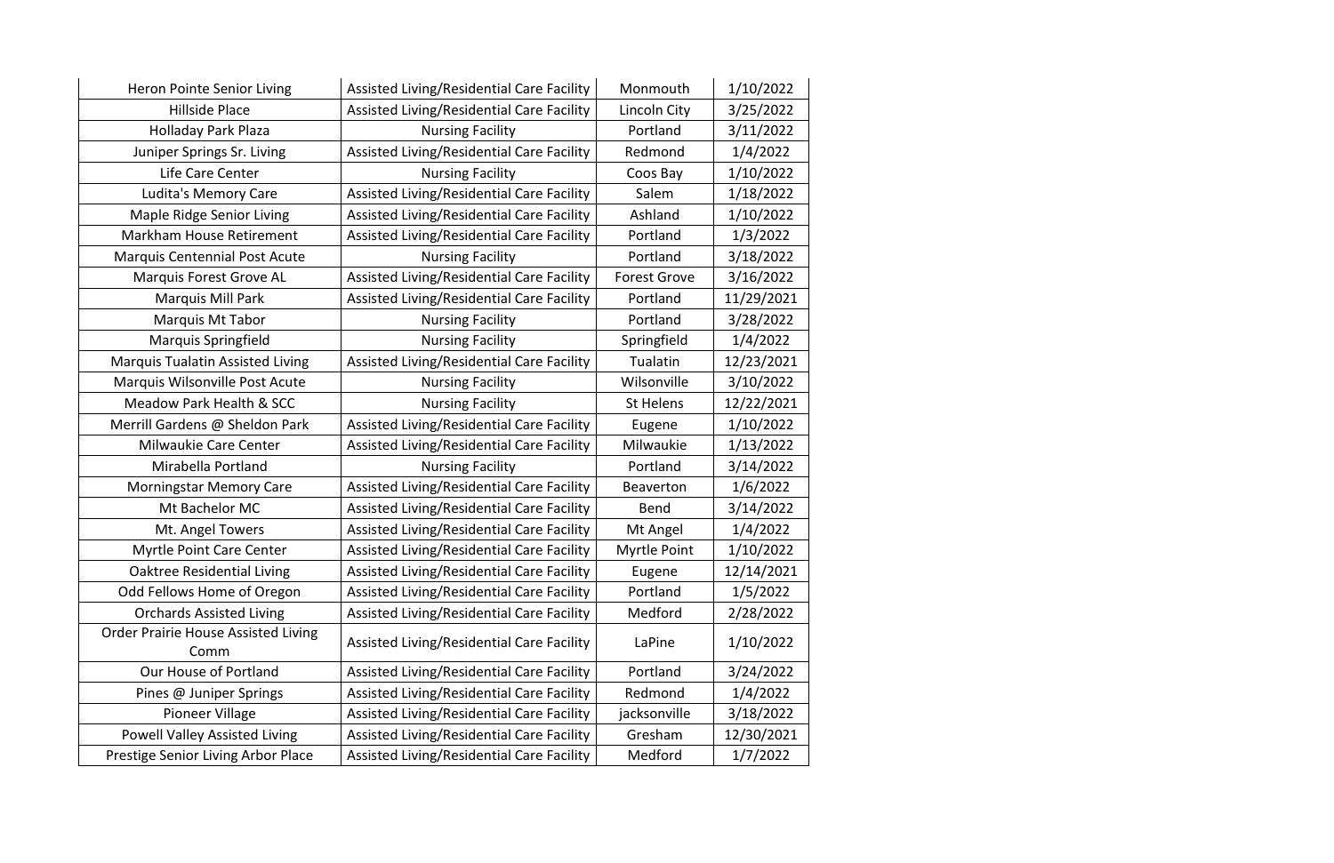| Heron Pointe Senior Living | Assisted Living/Residential Care Facility | Monmouth | 1/10/2022 |
|---|---|---|---|
| Hillside Place | Assisted Living/Residential Care Facility | Lincoln City | 3/25/2022 |
| Holladay Park Plaza | Nursing Facility | Portland | 3/11/2022 |
| Juniper Springs Sr. Living | Assisted Living/Residential Care Facility | Redmond | 1/4/2022 |
| Life Care Center | Nursing Facility | Coos Bay | 1/10/2022 |
| Ludita's Memory Care | Assisted Living/Residential Care Facility | Salem | 1/18/2022 |
| Maple Ridge Senior Living | Assisted Living/Residential Care Facility | Ashland | 1/10/2022 |
| Markham House Retirement | Assisted Living/Residential Care Facility | Portland | 1/3/2022 |
| Marquis Centennial Post Acute | Nursing Facility | Portland | 3/18/2022 |
| Marquis Forest Grove AL | Assisted Living/Residential Care Facility | Forest Grove | 3/16/2022 |
| Marquis Mill Park | Assisted Living/Residential Care Facility | Portland | 11/29/2021 |
| Marquis Mt Tabor | Nursing Facility | Portland | 3/28/2022 |
| Marquis Springfield | Nursing Facility | Springfield | 1/4/2022 |
| Marquis Tualatin Assisted Living | Assisted Living/Residential Care Facility | Tualatin | 12/23/2021 |
| Marquis Wilsonville Post Acute | Nursing Facility | Wilsonville | 3/10/2022 |
| Meadow Park Health & SCC | Nursing Facility | St Helens | 12/22/2021 |
| Merrill Gardens @ Sheldon Park | Assisted Living/Residential Care Facility | Eugene | 1/10/2022 |
| Milwaukie Care Center | Assisted Living/Residential Care Facility | Milwaukie | 1/13/2022 |
| Mirabella Portland | Nursing Facility | Portland | 3/14/2022 |
| Morningstar Memory Care | Assisted Living/Residential Care Facility | Beaverton | 1/6/2022 |
| Mt Bachelor MC | Assisted Living/Residential Care Facility | Bend | 3/14/2022 |
| Mt. Angel Towers | Assisted Living/Residential Care Facility | Mt Angel | 1/4/2022 |
| Myrtle Point Care Center | Assisted Living/Residential Care Facility | Myrtle Point | 1/10/2022 |
| Oaktree Residential Living | Assisted Living/Residential Care Facility | Eugene | 12/14/2021 |
| Odd Fellows Home of Oregon | Assisted Living/Residential Care Facility | Portland | 1/5/2022 |
| Orchards Assisted Living | Assisted Living/Residential Care Facility | Medford | 2/28/2022 |
| Order Prairie House Assisted Living Comm | Assisted Living/Residential Care Facility | LaPine | 1/10/2022 |
| Our House of Portland | Assisted Living/Residential Care Facility | Portland | 3/24/2022 |
| Pines @ Juniper Springs | Assisted Living/Residential Care Facility | Redmond | 1/4/2022 |
| Pioneer Village | Assisted Living/Residential Care Facility | jacksonville | 3/18/2022 |
| Powell Valley Assisted Living | Assisted Living/Residential Care Facility | Gresham | 12/30/2021 |
| Prestige Senior Living Arbor Place | Assisted Living/Residential Care Facility | Medford | 1/7/2022 |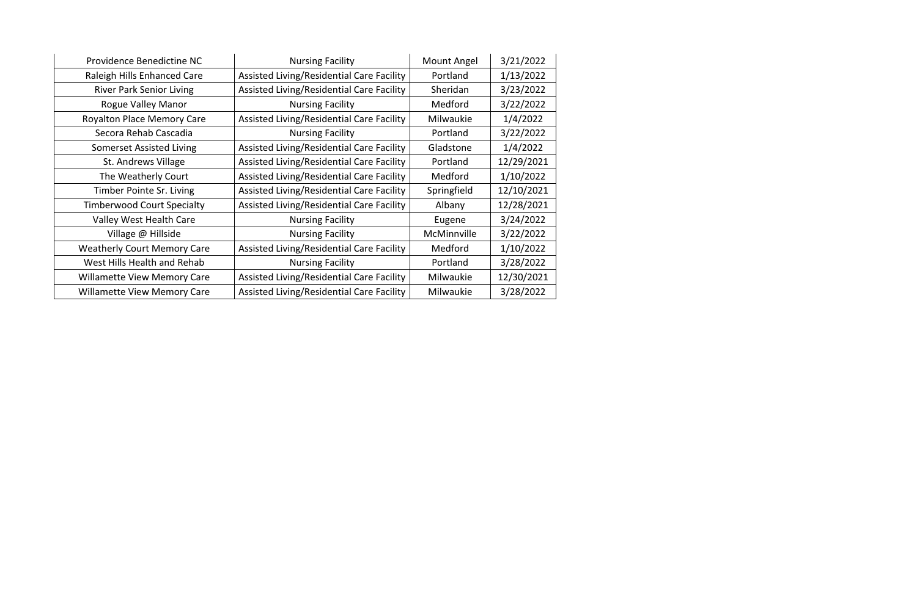| | | | |
|---|---|---|---|
| Providence Benedictine NC | Nursing Facility | Mount Angel | 3/21/2022 |
| Raleigh Hills Enhanced Care | Assisted Living/Residential Care Facility | Portland | 1/13/2022 |
| River Park Senior Living | Assisted Living/Residential Care Facility | Sheridan | 3/23/2022 |
| Rogue Valley Manor | Nursing Facility | Medford | 3/22/2022 |
| Royalton Place Memory Care | Assisted Living/Residential Care Facility | Milwaukie | 1/4/2022 |
| Secora Rehab Cascadia | Nursing Facility | Portland | 3/22/2022 |
| Somerset Assisted Living | Assisted Living/Residential Care Facility | Gladstone | 1/4/2022 |
| St. Andrews Village | Assisted Living/Residential Care Facility | Portland | 12/29/2021 |
| The Weatherly Court | Assisted Living/Residential Care Facility | Medford | 1/10/2022 |
| Timber Pointe Sr. Living | Assisted Living/Residential Care Facility | Springfield | 12/10/2021 |
| Timberwood Court Specialty | Assisted Living/Residential Care Facility | Albany | 12/28/2021 |
| Valley West Health Care | Nursing Facility | Eugene | 3/24/2022 |
| Village @ Hillside | Nursing Facility | McMinnville | 3/22/2022 |
| Weatherly Court Memory Care | Assisted Living/Residential Care Facility | Medford | 1/10/2022 |
| West Hills Health and Rehab | Nursing Facility | Portland | 3/28/2022 |
| Willamette View Memory Care | Assisted Living/Residential Care Facility | Milwaukie | 12/30/2021 |
| Willamette View Memory Care | Assisted Living/Residential Care Facility | Milwaukie | 3/28/2022 |